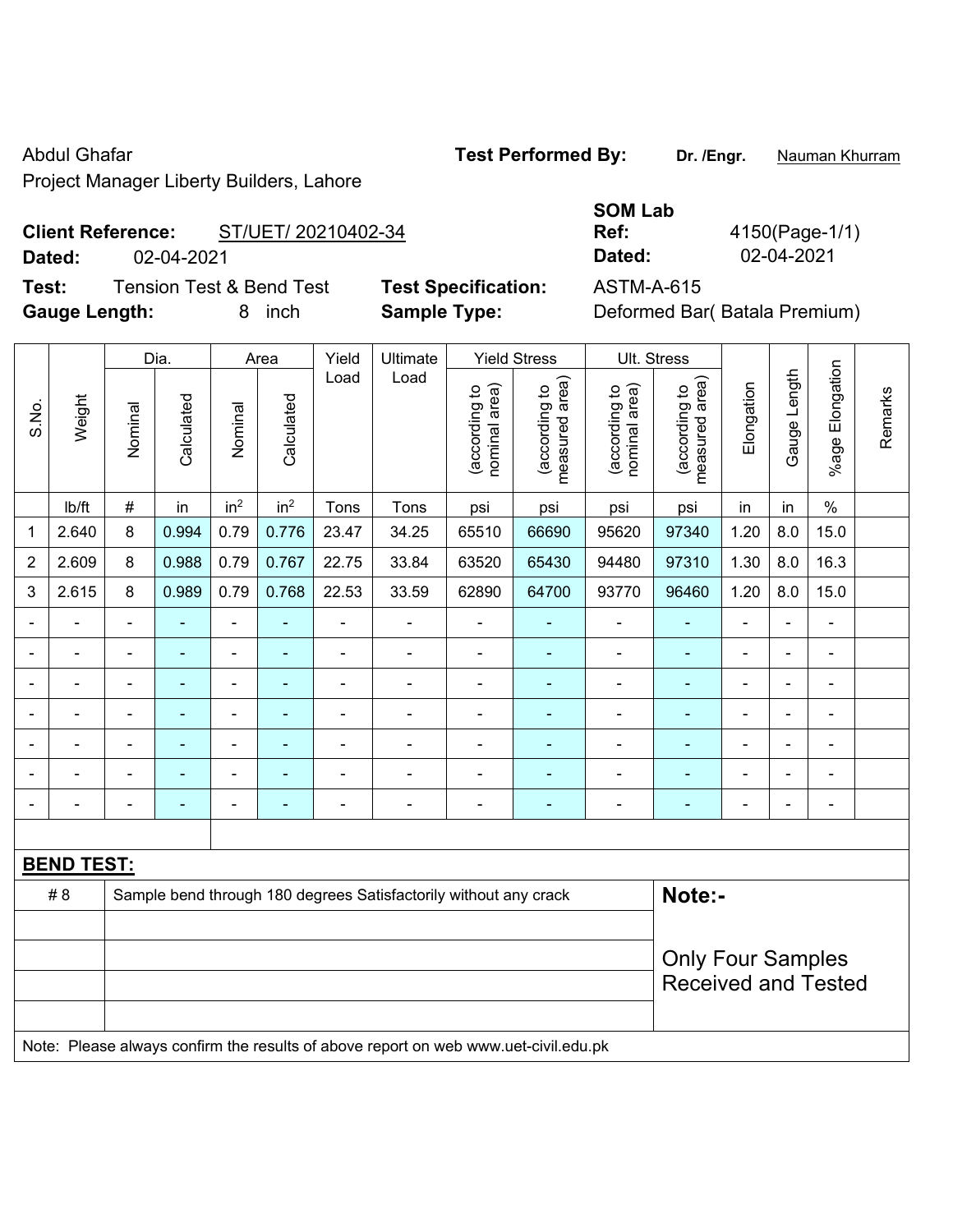Abdul Ghafar

Project Manager Liberty Builders, Lahore

**Test Performed By:** **Dr. /Engr.** Nauman Khurram

**Client Reference:** ST/UET/ 20210402-34

**Dated:** 02-04-2021

**SOM Lab Ref:** 4150(Page-1/1)

**Dated:** 02-04-2021

**Test:** Tension Test & Bend Test

**Test Specification:** ASTM-A-615

**Gauge Length:** 8 inch

**Sample Type:** Deformed Bar( Batala Premium)

| S.No. | Weight | Dia. | | Area | | Yield Load | Ultimate Load | Yield Stress | | Ult. Stress | | Elongation | Gauge Length | %age Elongation | Remarks |
|---|---|---|---|---|---|---|---|---|---|---|---|---|---|---|---|
| | | Nominal | Calculated | Nominal | Calculated | | | (according to nominal area) | (according to measured area) | (according to nominal area) | (according to measured area) | | | | |
| | lb/ft | # | in | $in^2$ | $in^2$ | Tons | Tons | psi | psi | psi | psi | in | in | % | |
| 1 | 2.640 | 8 | 0.994 | 0.79 | 0.776 | 23.47 | 34.25 | 65510 | 66690 | 95620 | 97340 | 1.20 | 8.0 | 15.0 | |
| 2 | 2.609 | 8 | 0.988 | 0.79 | 0.767 | 22.75 | 33.84 | 63520 | 65430 | 94480 | 97310 | 1.30 | 8.0 | 16.3 | |
| 3 | 2.615 | 8 | 0.989 | 0.79 | 0.768 | 22.53 | 33.59 | 62890 | 64700 | 93770 | 96460 | 1.20 | 8.0 | 15.0 | |
| - | - | - | - | - | - | - | - | - | - | - | - | - | - | - | |
| - | - | - | - | - | - | - | - | - | - | - | - | - | - | - | |
| - | - | - | - | - | - | - | - | - | - | - | - | - | - | - | |
| - | - | - | - | - | - | - | - | - | - | - | - | - | - | - | |
| - | - | - | - | - | - | - | - | - | - | - | - | - | - | - | |
| - | - | - | - | - | - | - | - | - | - | - | - | - | - | - | |
| - | - | - | - | - | - | - | - | - | - | - | - | - | - | - | |

**BEND TEST:**

| | | |
|---|---|---|
| # 8 | Sample bend through 180 degrees Satisfactorily without any crack | **Note:-** Only Four Samples Received and Tested |
| | | |
| | | |
| | | |
| | | |

Note: Please always confirm the results of above report on web www.uet-civil.edu.pk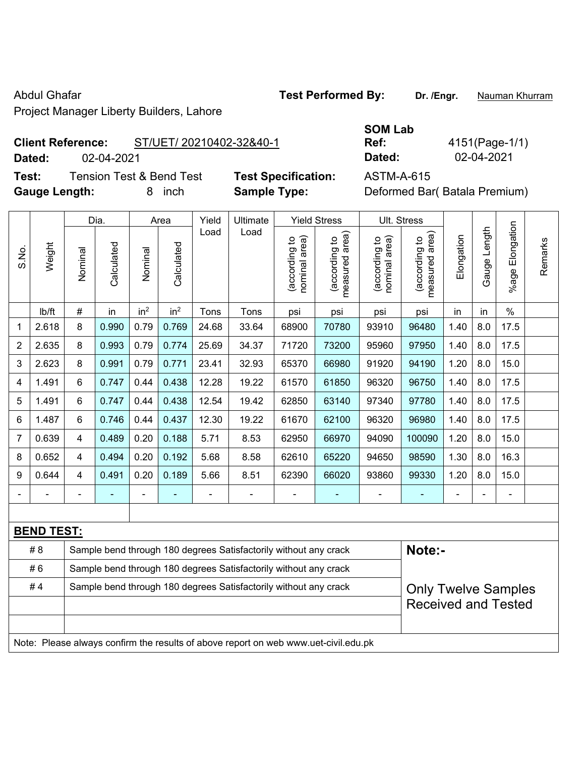Abdul Ghafar

Project Manager Liberty Builders, Lahore

**Test Performed By:** Dr. /Engr. Nauman Khurram

**Client Reference:** ST/UET/ 20210402-32&40-1

**Dated:** 02-04-2021

**SOM Lab Ref:** 4151(Page-1/1)

**Dated:** 02-04-2021

**Test:** Tension Test & Bend Test

**Test Specification:** ASTM-A-615

**Gauge Length:** 8 inch

**Sample Type:** Deformed Bar( Batala Premium)

| S.No. | Weight | Dia. | | Area | | Yield Load | Ultimate Load | Yield Stress | | Ult. Stress | | Elongation | Gauge Length | %age Elongation | Remarks |
|---|---|---|---|---|---|---|---|---|---|---|---|---|---|---|---|
| | | Nominal | Calculated | Nominal | Calculated | | | (according to nominal area) | (according to measured area) | (according to nominal area) | (according to measured area) | | | | |
| | lb/ft | # | in | $in^2$ | $in^2$ | Tons | Tons | psi | psi | psi | psi | in | in | % | |
| 1 | 2.618 | 8 | 0.990 | 0.79 | 0.769 | 24.68 | 33.64 | 68900 | 70780 | 93910 | 96480 | 1.40 | 8.0 | 17.5 | |
| 2 | 2.635 | 8 | 0.993 | 0.79 | 0.774 | 25.69 | 34.37 | 71720 | 73200 | 95960 | 97950 | 1.40 | 8.0 | 17.5 | |
| 3 | 2.623 | 8 | 0.991 | 0.79 | 0.771 | 23.41 | 32.93 | 65370 | 66980 | 91920 | 94190 | 1.20 | 8.0 | 15.0 | |
| 4 | 1.491 | 6 | 0.747 | 0.44 | 0.438 | 12.28 | 19.22 | 61570 | 61850 | 96320 | 96750 | 1.40 | 8.0 | 17.5 | |
| 5 | 1.491 | 6 | 0.747 | 0.44 | 0.438 | 12.54 | 19.42 | 62850 | 63140 | 97340 | 97780 | 1.40 | 8.0 | 17.5 | |
| 6 | 1.487 | 6 | 0.746 | 0.44 | 0.437 | 12.30 | 19.22 | 61670 | 62100 | 96320 | 96980 | 1.40 | 8.0 | 17.5 | |
| 7 | 0.639 | 4 | 0.489 | 0.20 | 0.188 | 5.71 | 8.53 | 62950 | 66970 | 94090 | 100090 | 1.20 | 8.0 | 15.0 | |
| 8 | 0.652 | 4 | 0.494 | 0.20 | 0.192 | 5.68 | 8.58 | 62610 | 65220 | 94650 | 98590 | 1.30 | 8.0 | 16.3 | |
| 9 | 0.644 | 4 | 0.491 | 0.20 | 0.189 | 5.66 | 8.51 | 62390 | 66020 | 93860 | 99330 | 1.20 | 8.0 | 15.0 | |
| - | - | - | - | - | - | - | - | - | - | - | - | - | - | - | |

**BEND TEST:**

| | | |
|---|---|---|
| # 8 | Sample bend through 180 degrees Satisfactorily without any crack | **Note:-** |
| # 6 | Sample bend through 180 degrees Satisfactorily without any crack | |
| # 4 | Sample bend through 180 degrees Satisfactorily without any crack | Only Twelve Samples Received and Tested |

Note: Please always confirm the results of above report on web www.uet-civil.edu.pk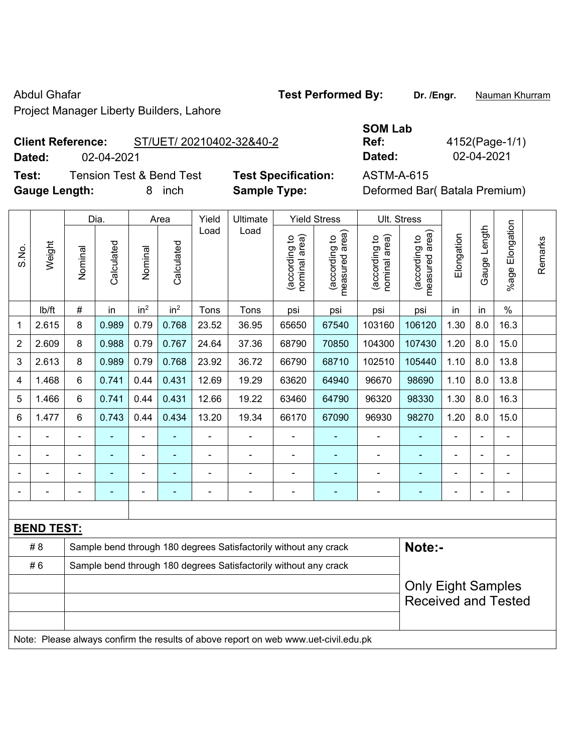Abdul Ghafar

Project Manager Liberty Builders, Lahore

**Test Performed By:** **Dr. /Engr.** Nauman Khurram

**Client Reference:** ST/UET/ 20210402-32&40-2

**Dated:** 02-04-2021

**SOM Lab Ref:** 4152(Page-1/1)

**Dated:** 02-04-2021

**Test:** Tension Test & Bend Test

**Test Specification:** ASTM-A-615

**Gauge Length:** 8 inch

**Sample Type:** Deformed Bar( Batala Premium)

| S.No. | Weight | Dia. | | Area | | Yield Load | Ultimate Load | Yield Stress | | Ult. Stress | | Elongation | Gauge Length | %age Elongation | Remarks |
|---|---|---|---|---|---|---|---|---|---|---|---|---|---|---|---|
| | | Nominal | Calculated | Nominal | Calculated | | | (according to nominal area) | (according to measured area) | (according to nominal area) | (according to measured area) | | | | |
| | lb/ft | # | in | $in^2$ | $in^2$ | Tons | Tons | psi | psi | psi | psi | in | in | % | |
| 1 | 2.615 | 8 | 0.989 | 0.79 | 0.768 | 23.52 | 36.95 | 65650 | 67540 | 103160 | 106120 | 1.30 | 8.0 | 16.3 | |
| 2 | 2.609 | 8 | 0.988 | 0.79 | 0.767 | 24.64 | 37.36 | 68790 | 70850 | 104300 | 107430 | 1.20 | 8.0 | 15.0 | |
| 3 | 2.613 | 8 | 0.989 | 0.79 | 0.768 | 23.92 | 36.72 | 66790 | 68710 | 102510 | 105440 | 1.10 | 8.0 | 13.8 | |
| 4 | 1.468 | 6 | 0.741 | 0.44 | 0.431 | 12.69 | 19.29 | 63620 | 64940 | 96670 | 98690 | 1.10 | 8.0 | 13.8 | |
| 5 | 1.466 | 6 | 0.741 | 0.44 | 0.431 | 12.66 | 19.22 | 63460 | 64790 | 96320 | 98330 | 1.30 | 8.0 | 16.3 | |
| 6 | 1.477 | 6 | 0.743 | 0.44 | 0.434 | 13.20 | 19.34 | 66170 | 67090 | 96930 | 98270 | 1.20 | 8.0 | 15.0 | |
| - | - | - | - | - | - | - | - | - | - | - | - | - | - | - | |
| - | - | - | - | - | - | - | - | - | - | - | - | - | - | - | |
| - | - | - | - | - | - | - | - | - | - | - | - | - | - | - | |
| - | - | - | - | - | - | - | - | - | - | - | - | - | - | - | |

**BEND TEST:**

| | | |
|---|---|---|
| # 8 | Sample bend through 180 degrees Satisfactorily without any crack | **Note:-** |
| # 6 | Sample bend through 180 degrees Satisfactorily without any crack | Only Eight Samples Received and Tested |

Note: Please always confirm the results of above report on web www.uet-civil.edu.pk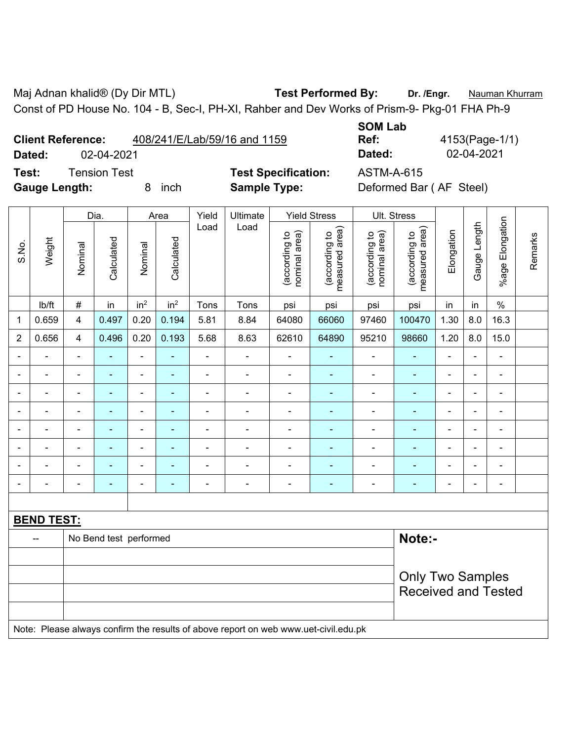Maj Adnan khalid® (Dy Dir MTL) **Test Performed By:** **Dr. /Engr.** Nauman Khurram

Const of PD House No. 104 - B, Sec-I, PH-XI, Rahber and Dev Works of Prism-9- Pkg-01 FHA Ph-9

**Client Reference:** 408/241/E/Lab/59/16 and 1159 **SOM Lab Ref:** 4153(Page-1/1)

**Dated:** 02-04-2021 **Dated:** 02-04-2021

**Test:** Tension Test **Test Specification:** ASTM-A-615

**Gauge Length:** 8 inch **Sample Type:** Deformed Bar ( AF Steel)

| S.No. | Weight | Dia. | | Area | | Yield Load | Ultimate Load | Yield Stress | | Ult. Stress | | Elongation | Gauge Length | %age Elongation | Remarks |
|---|---|---|---|---|---|---|---|---|---|---|---|---|---|---|---|
| | | Nominal | Calculated | Nominal | Calculated | | | (according to nominal area) | (according to measured area) | (according to nominal area) | (according to measured area) | | | | |
| | lb/ft | # | in | $in^2$ | $in^2$ | Tons | Tons | psi | psi | psi | psi | in | in | % | |
| 1 | 0.659 | 4 | 0.497 | 0.20 | 0.194 | 5.81 | 8.84 | 64080 | 66060 | 97460 | 100470 | 1.30 | 8.0 | 16.3 | |
| 2 | 0.656 | 4 | 0.496 | 0.20 | 0.193 | 5.68 | 8.63 | 62610 | 64890 | 95210 | 98660 | 1.20 | 8.0 | 15.0 | |
| - | - | - | - | - | - | - | - | - | - | - | - | - | - | - | |
| - | - | - | - | - | - | - | - | - | - | - | - | - | - | - | |
| - | - | - | - | - | - | - | - | - | - | - | - | - | - | - | |
| - | - | - | - | - | - | - | - | - | - | - | - | - | - | - | |
| - | - | - | - | - | - | - | - | - | - | - | - | - | - | - | |
| - | - | - | - | - | - | - | - | - | - | - | - | - | - | - | |
| - | - | - | - | - | - | - | - | - | - | - | - | - | - | - | |
| - | - | - | - | - | - | - | - | - | - | - | - | - | - | - | |

**BEND TEST:**

| -- | No Bend test performed |
|---|---|

**Note:-**

Only Two Samples Received and Tested

Note: Please always confirm the results of above report on web www.uet-civil.edu.pk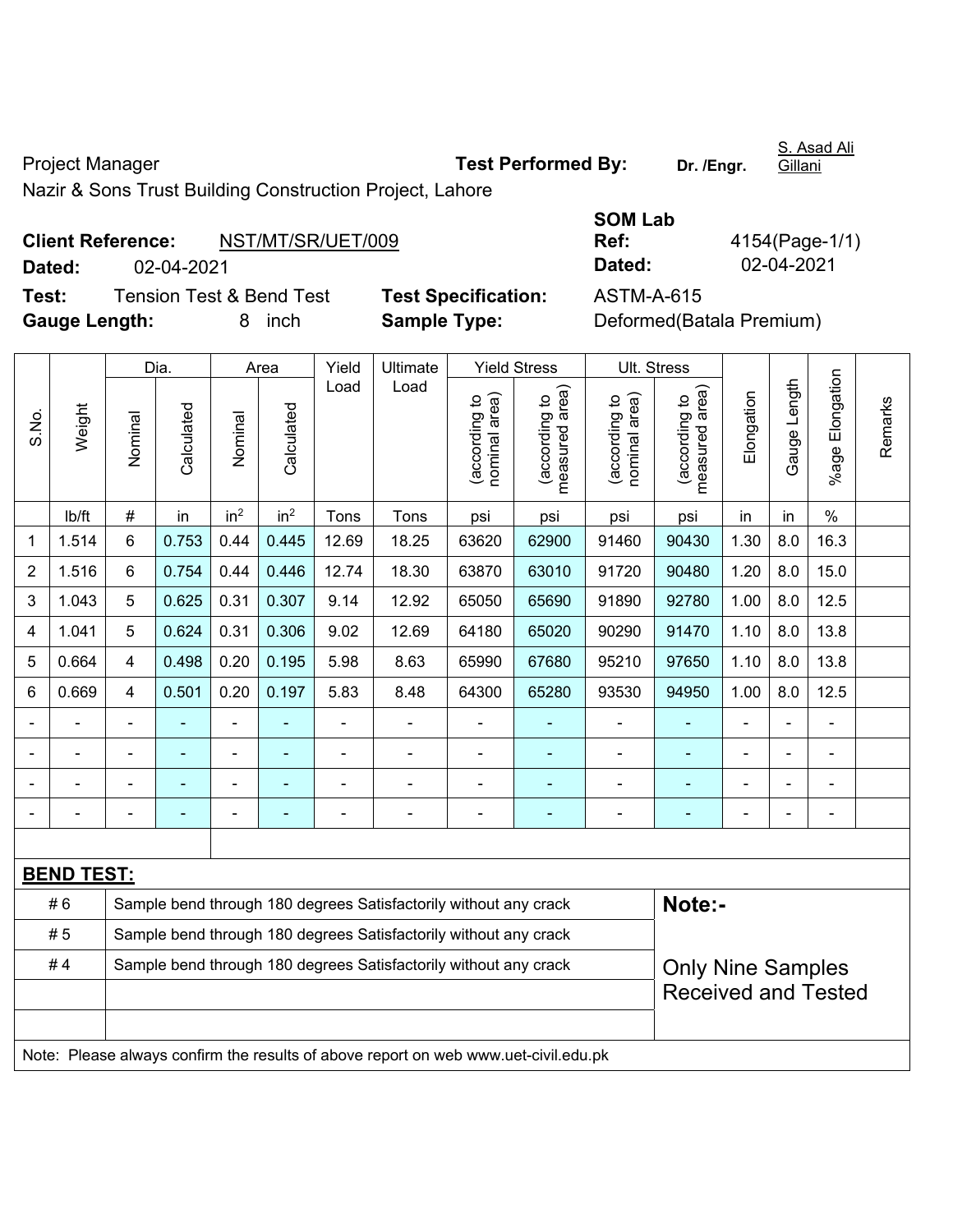Project Manager **Test Performed By:** **Dr. /Engr.** S. Asad Ali Gillani

Nazir & Sons Trust Building Construction Project, Lahore

**Client Reference:** NST/MT/SR/UET/009 **SOM Lab Ref:** 4154(Page-1/1)

**Dated:** 02-04-2021 **Dated:** 02-04-2021

**Test:** Tension Test & Bend Test **Test Specification:** ASTM-A-615

**Gauge Length:** 8 inch **Sample Type:** Deformed(Batala Premium)

| S.No. | Weight | Dia. | | Area | | Yield Load | Ultimate Load | Yield Stress | | Ult. Stress | | Elongation | Gauge Length | %age Elongation | Remarks |
|---|---|---|---|---|---|---|---|---|---|---|---|---|---|---|---|
| | | Nominal | Calculated | Nominal | Calculated | | | (according to nominal area) | (according to measured area) | (according to nominal area) | (according to measured area) | | | | |
| | lb/ft | # | in | $in^2$ | $in^2$ | Tons | Tons | psi | psi | psi | psi | in | in | % | |
| 1 | 1.514 | 6 | 0.753 | 0.44 | 0.445 | 12.69 | 18.25 | 63620 | 62900 | 91460 | 90430 | 1.30 | 8.0 | 16.3 | |
| 2 | 1.516 | 6 | 0.754 | 0.44 | 0.446 | 12.74 | 18.30 | 63870 | 63010 | 91720 | 90480 | 1.20 | 8.0 | 15.0 | |
| 3 | 1.043 | 5 | 0.625 | 0.31 | 0.307 | 9.14 | 12.92 | 65050 | 65690 | 91890 | 92780 | 1.00 | 8.0 | 12.5 | |
| 4 | 1.041 | 5 | 0.624 | 0.31 | 0.306 | 9.02 | 12.69 | 64180 | 65020 | 90290 | 91470 | 1.10 | 8.0 | 13.8 | |
| 5 | 0.664 | 4 | 0.498 | 0.20 | 0.195 | 5.98 | 8.63 | 65990 | 67680 | 95210 | 97650 | 1.10 | 8.0 | 13.8 | |
| 6 | 0.669 | 4 | 0.501 | 0.20 | 0.197 | 5.83 | 8.48 | 64300 | 65280 | 93530 | 94950 | 1.00 | 8.0 | 12.5 | |
| - | - | - | - | - | - | - | - | - | - | - | - | - | - | - | |
| - | - | - | - | - | - | - | - | - | - | - | - | - | - | - | |
| - | - | - | - | - | - | - | - | - | - | - | - | - | - | - | |
| - | - | - | - | - | - | - | - | - | - | - | - | - | - | - | |

**BEND TEST:**

| Bar | Result |
|---|---|
| # 6 | Sample bend through 180 degrees Satisfactorily without any crack |
| # 5 | Sample bend through 180 degrees Satisfactorily without any crack |
| # 4 | Sample bend through 180 degrees Satisfactorily without any crack |

**Note:-**

Only Nine Samples Received and Tested

Note: Please always confirm the results of above report on web www.uet-civil.edu.pk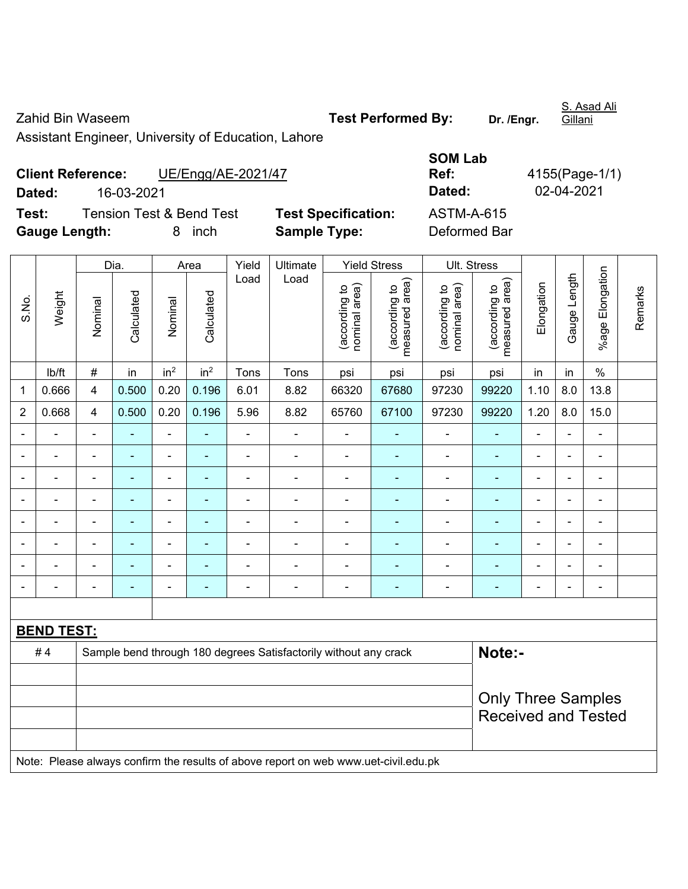Zahid Bin Waseem

Assistant Engineer, University of Education, Lahore

**Test Performed By:** Dr. /Engr. S. Asad Ali Gillani

**Client Reference:** UE/Engg/AE-2021/47

**Dated:** 16-03-2021

**SOM Lab Ref:** 4155(Page-1/1)

**Dated:** 02-04-2021

**Test:** Tension Test & Bend Test

**Test Specification:** ASTM-A-615

**Gauge Length:** 8 inch

**Sample Type:** Deformed Bar

| S.No. | Weight | Dia. | | Area | | Yield Load | Ultimate Load | Yield Stress | | Ult. Stress | | Elongation | Gauge Length | %age Elongation | Remarks |
|---|---|---|---|---|---|---|---|---|---|---|---|---|---|---|---|
| | | Nominal | Calculated | Nominal | Calculated | | | (according to nominal area) | (according to measured area) | (according to nominal area) | (according to measured area) | | | | |
| | lb/ft | # | in | in$^2$ | in$^2$ | Tons | Tons | psi | psi | psi | psi | in | in | % | |
| 1 | 0.666 | 4 | 0.500 | 0.20 | 0.196 | 6.01 | 8.82 | 66320 | 67680 | 97230 | 99220 | 1.10 | 8.0 | 13.8 | |
| 2 | 0.668 | 4 | 0.500 | 0.20 | 0.196 | 5.96 | 8.82 | 65760 | 67100 | 97230 | 99220 | 1.20 | 8.0 | 15.0 | |
| - | - | - | - | - | - | - | - | - | - | - | - | - | - | - | |
| - | - | - | - | - | - | - | - | - | - | - | - | - | - | - | |
| - | - | - | - | - | - | - | - | - | - | - | - | - | - | - | |
| - | - | - | - | - | - | - | - | - | - | - | - | - | - | - | |
| - | - | - | - | - | - | - | - | - | - | - | - | - | - | - | |
| - | - | - | - | - | - | - | - | - | - | - | - | - | - | - | |
| - | - | - | - | - | - | - | - | - | - | - | - | - | - | - | |
| - | - | - | - | - | - | - | - | - | - | - | - | - | - | - | |

**BEND TEST:**

| | | |
|---|---|---|
| # 4 | Sample bend through 180 degrees Satisfactorily without any crack | **Note:-** |
| | | Only Three Samples Received and Tested |

Note: Please always confirm the results of above report on web www.uet-civil.edu.pk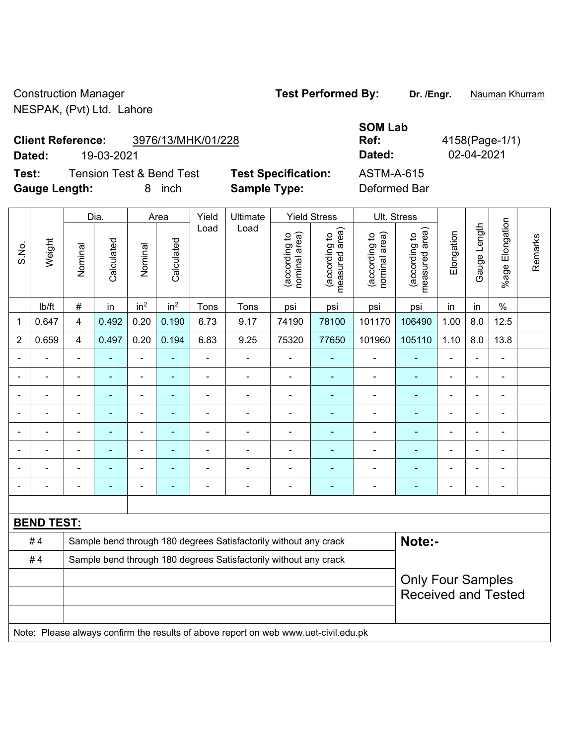Construction Manager
NESPAK, (Pvt) Ltd. Lahore

**Test Performed By:** **Dr. /Engr.** Nauman Khurram

**Client Reference:** 3976/13/MHK/01/228
**Dated:** 19-03-2021

**SOM Lab Ref:** 4158(Page-1/1)
**Dated:** 02-04-2021

**Test:** Tension Test & Bend Test
**Gauge Length:** 8 inch

**Test Specification:** ASTM-A-615
**Sample Type:** Deformed Bar

| S.No. | Weight | Dia. | | Area | | Yield Load | Ultimate Load | Yield Stress | | Ult. Stress | | Elongation | Gauge Length | %age Elongation | Remarks |
|---|---|---|---|---|---|---|---|---|---|---|---|---|---|---|---|
| | | Nominal | Calculated | Nominal | Calculated | | | (according to nominal area) | (according to measured area) | (according to nominal area) | (according to measured area) | | | | |
| | lb/ft | # | in | $in^2$ | $in^2$ | Tons | Tons | psi | psi | psi | psi | in | in | % | |
| 1 | 0.647 | 4 | 0.492 | 0.20 | 0.190 | 6.73 | 9.17 | 74190 | 78100 | 101170 | 106490 | 1.00 | 8.0 | 12.5 | |
| 2 | 0.659 | 4 | 0.497 | 0.20 | 0.194 | 6.83 | 9.25 | 75320 | 77650 | 101960 | 105110 | 1.10 | 8.0 | 13.8 | |
| - | - | - | - | - | - | - | - | - | - | - | - | - | - | - | |
| - | - | - | - | - | - | - | - | - | - | - | - | - | - | - | |
| - | - | - | - | - | - | - | - | - | - | - | - | - | - | - | |
| - | - | - | - | - | - | - | - | - | - | - | - | - | - | - | |
| - | - | - | - | - | - | - | - | - | - | - | - | - | - | - | |
| - | - | - | - | - | - | - | - | - | - | - | - | - | - | - | |
| - | - | - | - | - | - | - | - | - | - | - | - | - | - | - | |
| - | - | - | - | - | - | - | - | - | - | - | - | - | - | - | |

**BEND TEST:**

| | | |
|---|---|---|
| # 4 | Sample bend through 180 degrees Satisfactorily without any crack | **Note:-** |
| # 4 | Sample bend through 180 degrees Satisfactorily without any crack | Only Four Samples Received and Tested |

Note: Please always confirm the results of above report on web www.uet-civil.edu.pk